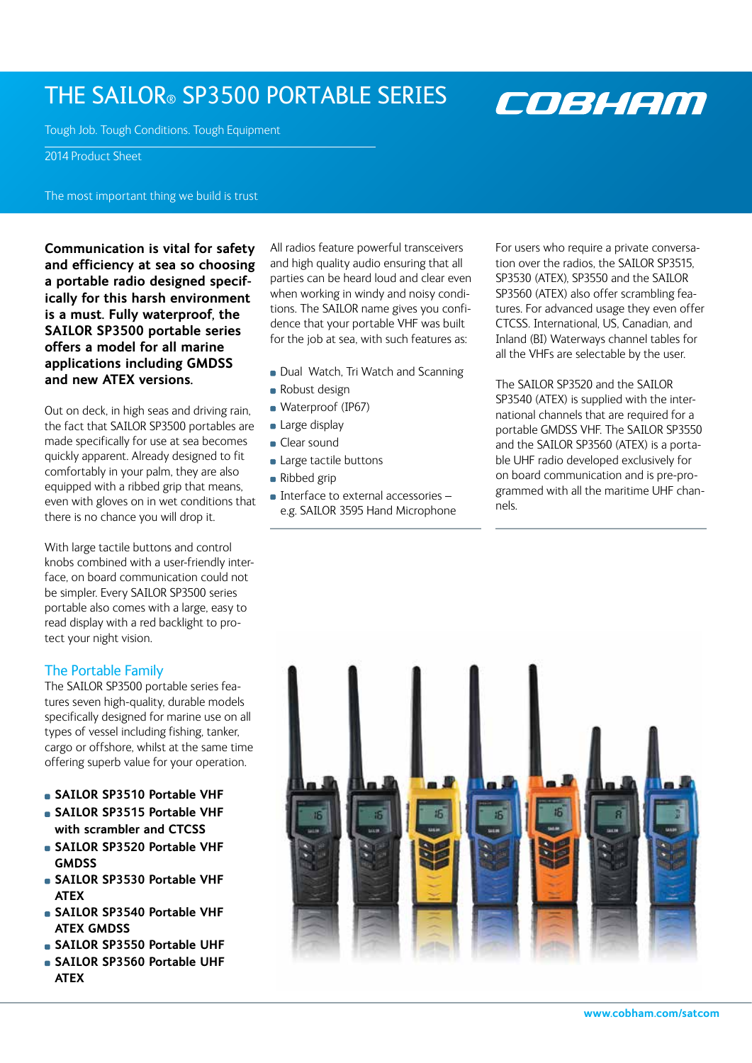# THE SAILOR® SP3500 PORTABLE SERIES

COBHAM

Tough Job. Tough Conditions. Tough Equipment

2014 Product Sheet

The most important thing we build is trust

**Communication is vital for safety and efficiency at sea so choosing a portable radio designed specifically for this harsh environment is a must. Fully waterproof, the SAILOR SP3500 portable series offers a model for all marine applications including GMDSS and new ATEX versions.**

Out on deck, in high seas and driving rain, the fact that SAILOR SP3500 portables are made specifically for use at sea becomes quickly apparent. Already designed to fit comfortably in your palm, they are also equipped with a ribbed grip that means, even with gloves on in wet conditions that there is no chance you will drop it.

With large tactile buttons and control knobs combined with a user-friendly interface, on board communication could not be simpler. Every SAILOR SP3500 series portable also comes with a large, easy to read display with a red backlight to protect your night vision.

## The Portable Family

The SAILOR SP3500 portable series features seven high-quality, durable models specifically designed for marine use on all types of vessel including fishing, tanker, cargo or offshore, whilst at the same time offering superb value for your operation.

- **SAILOR SP3510 Portable VHF**
- **SAILOR SP3515 Portable VHF with scrambler and CTCSS**
- **SAILOR SP3520 Portable VHF GMDSS**
- **SAILOR SP3530 Portable VHF ATEX**
- **SAILOR SP3540 Portable VHF ATEX GMDSS**
- **SAILOR SP3550 Portable UHF**
- **SAILOR SP3560 Portable UHF ATEX**

All radios feature powerful transceivers and high quality audio ensuring that all parties can be heard loud and clear even when working in windy and noisy conditions. The SAILOR name gives you confidence that your portable VHF was built for the job at sea, with such features as:

- Dual Watch, Tri Watch and Scanning
- Robust design
- Waterproof (IP67)
- Large display
- Clear sound
- Large tactile buttons
- Ribbed grip
- Interface to external accessories – e.g. SAILOR 3595 Hand Microphone

For users who require a private conversation over the radios, the SAILOR SP3515, SP3530 (ATEX), SP3550 and the SAILOR SP3560 (ATEX) also offer scrambling features. For advanced usage they even offer CTCSS. International, US, Canadian, and Inland (BI) Waterways channel tables for all the VHFs are selectable by the user.

The SAILOR SP3520 and the SAILOR SP3540 (ATEX) is supplied with the international channels that are required for a portable GMDSS VHF. The SAILOR SP3550 and the SAILOR SP3560 (ATEX) is a portable UHF radio developed exclusively for on board communication and is pre-programmed with all the maritime UHF channels.

www.cobham.com/satcom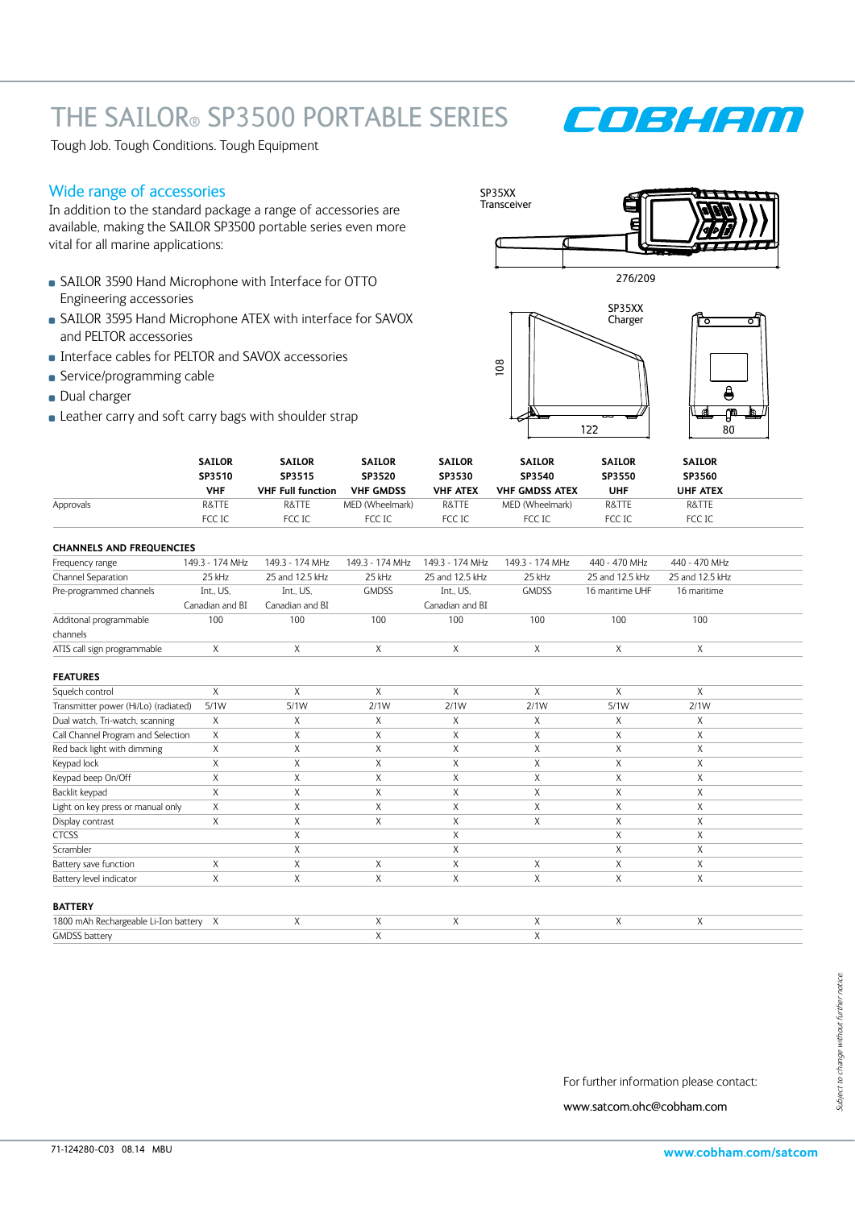# THE SAILOR® SP3500 PORTABLE SERIES

Tough Job. Tough Conditions. Tough Equipment

## Wide range of accessories

In addition to the standard package a range of accessories are available, making the SAILOR SP3500 portable series even more vital for all marine applications:

- SAILOR 3590 Hand Microphone with Interface for OTTO Engineering accessories
- SAILOR 3595 Hand Microphone ATEX with interface for SAVOX and PELTOR accessories
- Interface cables for PELTOR and SAVOX accessories
- Service/programming cable
- Dual charger
- Leather carry and soft carry bags with shoulder strap

SP35XX
Transceiver

276/209

SP35XX
Charger

108

122

80

| | SAILOR SP3510 VHF | SAILOR SP3515 VHF Full function | SAILOR SP3520 VHF GMDSS | SAILOR SP3530 VHF ATEX | SAILOR SP3540 VHF GMDSS ATEX | SAILOR SP3550 UHF | SAILOR SP3560 UHF ATEX |
|---|---|---|---|---|---|---|---|
| Approvals | R&TTE FCC IC | R&TTE FCC IC | MED (Wheelmark) FCC IC | R&TTE FCC IC | MED (Wheelmark) FCC IC | R&TTE FCC IC | R&TTE FCC IC |
| **CHANNELS AND FREQUENCIES** | | | | | | | |
| Frequency range | 149.3 - 174 MHz | 149.3 - 174 MHz | 149.3 - 174 MHz | 149.3 - 174 MHz | 149.3 - 174 MHz | 440 - 470 MHz | 440 - 470 MHz |
| Channel Separation | 25 kHz | 25 and 12.5 kHz | 25 kHz | 25 and 12.5 kHz | 25 kHz | 25 and 12.5 kHz | 25 and 12.5 kHz |
| Pre-programmed channels | Int., US, Canadian and BI | Int., US, Canadian and BI | GMDSS | Int., US, Canadian and BI | GMDSS | 16 maritime UHF | 16 maritime |
| Additonal programmable channels | 100 | 100 | 100 | 100 | 100 | 100 | 100 |
| ATIS call sign programmable | X | X | X | X | X | X | X |
| **FEATURES** | | | | | | | |
| Squelch control | X | X | X | X | X | X | X |
| Transmitter power (Hi/Lo) (radiated) | 5/1W | 5/1W | 2/1W | 2/1W | 2/1W | 5/1W | 2/1W |
| Dual watch, Tri-watch, scanning | X | X | X | X | X | X | X |
| Call Channel Program and Selection | X | X | X | X | X | X | X |
| Red back light with dimming | X | X | X | X | X | X | X |
| Keypad lock | X | X | X | X | X | X | X |
| Keypad beep On/Off | X | X | X | X | X | X | X |
| Backlit keypad | X | X | X | X | X | X | X |
| Light on key press or manual only | X | X | X | X | X | X | X |
| Display contrast | X | X | X | X | X | X | X |
| CTCSS | | X | | X | | X | X |
| Scrambler | | X | | X | | X | X |
| Battery save function | X | X | X | X | X | X | X |
| Battery level indicator | X | X | X | X | X | X | X |
| **BATTERY** | | | | | | | |
| 1800 mAh Rechargeable Li-Ion battery | X | X | X | X | X | X | X |
| GMDSS battery | | | X | | X | | |

For further information please contact:

www.satcom.ohc@cobham.com

*Subject to change without further notice.*

71-124280-C03 08.14 MBU

www.cobham.com/satcom